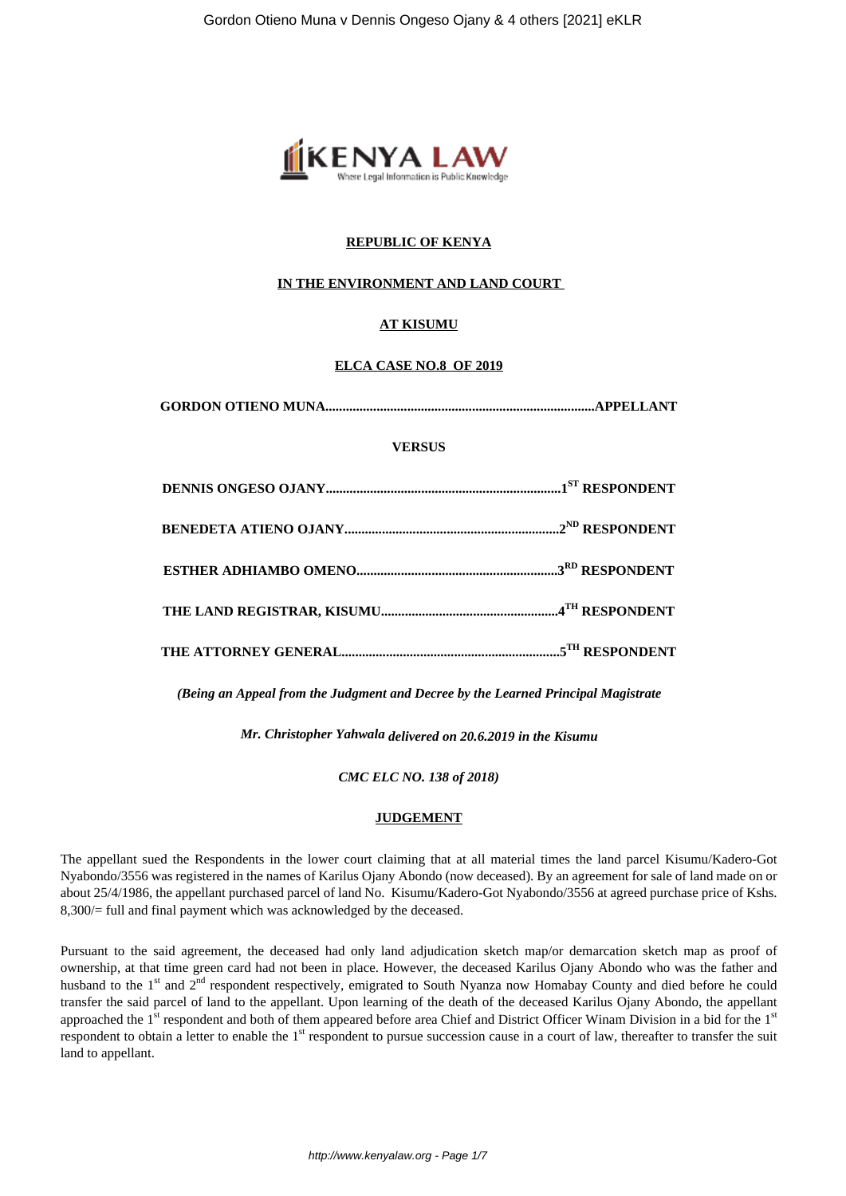**REPUBLIC OF KENYA**

**IN THE ENVIRONMENT AND LAND COURT**

**AT KISUMU**

**ELCA CASE NO.8 OF 2019**

**GORDON OTIENO MUNA.............................................................................APPELLANT**

**VERSUS**

**DENNIS ONGESO OJANY....................................................................1[ST] RESPONDENT**

**BENEDETA ATIENO OJANY..............................................................2[ND] RESPONDENT**

**ESTHER ADHIAMBO OMENO..........................................................3[RD] RESPONDENT**

**THE LAND REGISTRAR, KISUMU...................................................4[TH] RESPONDENT**

**THE ATTORNEY GENERAL...............................................................5[TH] RESPONDENT**

*(Being an Appeal from the Judgment and Decree by the Learned Principal Magistrate*

*Mr. Christopher Yahwala delivered on 20.6.2019 in the Kisumu*

*CMC ELC NO. 138 of 2018)*

**JUDGEMENT**

The appellant sued the Respondents in the lower court claiming that at all material times the land parcel Kisumu/Kadero-Got Nyabondo/3556 was registered in the names of Karilus Ojany Abondo (now deceased). By an agreement for sale of land made on or about 25/4/1986, the appellant purchased parcel of land No. Kisumu/Kadero-Got Nyabondo/3556 at agreed purchase price of Kshs. 8,300/= full and final payment which was acknowledged by the deceased.

Pursuant to the said agreement, the deceased had only land adjudication sketch map/or demarcation sketch map as proof of ownership, at that time green card had not been in place. However, the deceased Karilus Ojany Abondo who was the father and husband to the 1[st] and 2[nd] respondent respectively, emigrated to South Nyanza now Homabay County and died before he could transfer the said parcel of land to the appellant. Upon learning of the death of the deceased Karilus Ojany Abondo, the appellant approached the 1[st] respondent and both of them appeared before area Chief and District Officer Winam Division in a bid for the 1[st] respondent to obtain a letter to enable the 1[st] respondent to pursue succession cause in a court of law, thereafter to transfer the suit land to appellant.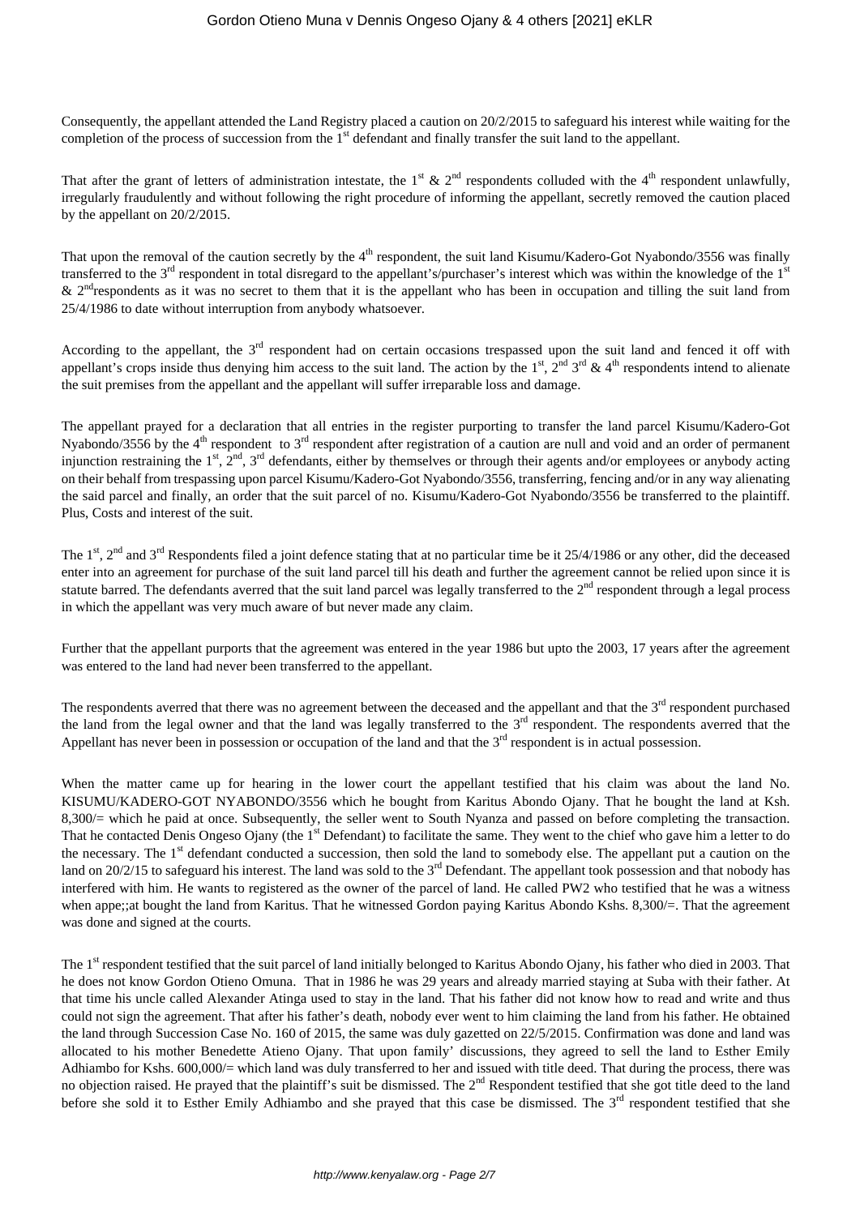Consequently, the appellant attended the Land Registry placed a caution on 20/2/2015 to safeguard his interest while waiting for the completion of the process of succession from the 1st defendant and finally transfer the suit land to the appellant.

That after the grant of letters of administration intestate, the 1st & 2nd respondents colluded with the 4th respondent unlawfully, irregularly fraudulently and without following the right procedure of informing the appellant, secretly removed the caution placed by the appellant on 20/2/2015.

That upon the removal of the caution secretly by the 4th respondent, the suit land Kisumu/Kadero-Got Nyabondo/3556 was finally transferred to the 3rd respondent in total disregard to the appellant's/purchaser's interest which was within the knowledge of the 1st & 2nd respondents as it was no secret to them that it is the appellant who has been in occupation and tilling the suit land from 25/4/1986 to date without interruption from anybody whatsoever.

According to the appellant, the 3rd respondent had on certain occasions trespassed upon the suit land and fenced it off with appellant's crops inside thus denying him access to the suit land. The action by the 1st, 2nd 3rd & 4th respondents intend to alienate the suit premises from the appellant and the appellant will suffer irreparable loss and damage.

The appellant prayed for a declaration that all entries in the register purporting to transfer the land parcel Kisumu/Kadero-Got Nyabondo/3556 by the 4th respondent to 3rd respondent after registration of a caution are null and void and an order of permanent injunction restraining the 1st, 2nd, 3rd defendants, either by themselves or through their agents and/or employees or anybody acting on their behalf from trespassing upon parcel Kisumu/Kadero-Got Nyabondo/3556, transferring, fencing and/or in any way alienating the said parcel and finally, an order that the suit parcel of no. Kisumu/Kadero-Got Nyabondo/3556 be transferred to the plaintiff. Plus, Costs and interest of the suit.

The 1st, 2nd and 3rd Respondents filed a joint defence stating that at no particular time be it 25/4/1986 or any other, did the deceased enter into an agreement for purchase of the suit land parcel till his death and further the agreement cannot be relied upon since it is statute barred. The defendants averred that the suit land parcel was legally transferred to the 2nd respondent through a legal process in which the appellant was very much aware of but never made any claim.

Further that the appellant purports that the agreement was entered in the year 1986 but upto the 2003, 17 years after the agreement was entered to the land had never been transferred to the appellant.

The respondents averred that there was no agreement between the deceased and the appellant and that the 3rd respondent purchased the land from the legal owner and that the land was legally transferred to the 3rd respondent. The respondents averred that the Appellant has never been in possession or occupation of the land and that the 3rd respondent is in actual possession.

When the matter came up for hearing in the lower court the appellant testified that his claim was about the land No. KISUMU/KADERO-GOT NYABONDO/3556 which he bought from Karitus Abondo Ojany. That he bought the land at Ksh. 8,300/= which he paid at once. Subsequently, the seller went to South Nyanza and passed on before completing the transaction. That he contacted Denis Ongeso Ojany (the 1st Defendant) to facilitate the same. They went to the chief who gave him a letter to do the necessary. The 1st defendant conducted a succession, then sold the land to somebody else. The appellant put a caution on the land on 20/2/15 to safeguard his interest. The land was sold to the 3rd Defendant. The appellant took possession and that nobody has interfered with him. He wants to registered as the owner of the parcel of land. He called PW2 who testified that he was a witness when appe;;at bought the land from Karitus. That he witnessed Gordon paying Karitus Abondo Kshs. 8,300/=. That the agreement was done and signed at the courts.

The 1st respondent testified that the suit parcel of land initially belonged to Karitus Abondo Ojany, his father who died in 2003. That he does not know Gordon Otieno Omuna. That in 1986 he was 29 years and already married staying at Suba with their father. At that time his uncle called Alexander Atinga used to stay in the land. That his father did not know how to read and write and thus could not sign the agreement. That after his father's death, nobody ever went to him claiming the land from his father. He obtained the land through Succession Case No. 160 of 2015, the same was duly gazetted on 22/5/2015. Confirmation was done and land was allocated to his mother Benedette Atieno Ojany. That upon family' discussions, they agreed to sell the land to Esther Emily Adhiambo for Kshs. 600,000/= which land was duly transferred to her and issued with title deed. That during the process, there was no objection raised. He prayed that the plaintiff's suit be dismissed. The 2nd Respondent testified that she got title deed to the land before she sold it to Esther Emily Adhiambo and she prayed that this case be dismissed. The 3rd respondent testified that she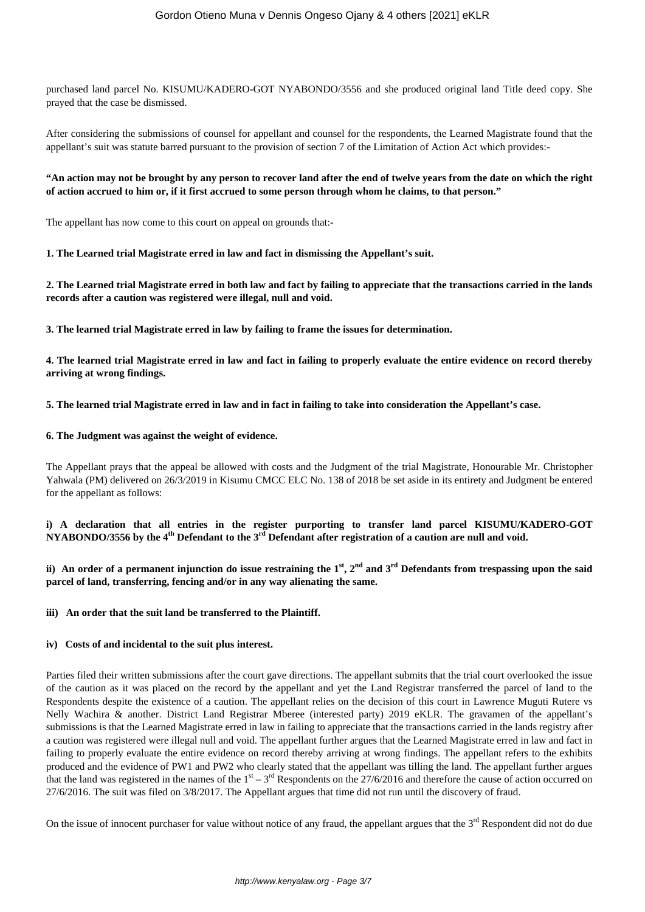purchased land parcel No. KISUMU/KADERO-GOT NYABONDO/3556 and she produced original land Title deed copy. She prayed that the case be dismissed.

After considering the submissions of counsel for appellant and counsel for the respondents, the Learned Magistrate found that the appellant's suit was statute barred pursuant to the provision of section 7 of the Limitation of Action Act which provides:-

**"An action may not be brought by any person to recover land after the end of twelve years from the date on which the right of action accrued to him or, if it first accrued to some person through whom he claims, to that person."**

The appellant has now come to this court on appeal on grounds that:-

**1. The Learned trial Magistrate erred in law and fact in dismissing the Appellant's suit.**

**2. The Learned trial Magistrate erred in both law and fact by failing to appreciate that the transactions carried in the lands records after a caution was registered were illegal, null and void.**

**3. The learned trial Magistrate erred in law by failing to frame the issues for determination.**

**4. The learned trial Magistrate erred in law and fact in failing to properly evaluate the entire evidence on record thereby arriving at wrong findings.**

**5. The learned trial Magistrate erred in law and in fact in failing to take into consideration the Appellant's case.**

**6. The Judgment was against the weight of evidence.**

The Appellant prays that the appeal be allowed with costs and the Judgment of the trial Magistrate, Honourable Mr. Christopher Yahwala (PM) delivered on 26/3/2019 in Kisumu CMCC ELC No. 138 of 2018 be set aside in its entirety and Judgment be entered for the appellant as follows:

**i) A declaration that all entries in the register purporting to transfer land parcel KISUMU/KADERO-GOT NYABONDO/3556 by the 4th Defendant to the 3rd Defendant after registration of a caution are null and void.**

**ii) An order of a permanent injunction do issue restraining the 1st, 2nd and 3rd Defendants from trespassing upon the said parcel of land, transferring, fencing and/or in any way alienating the same.**

**iii) An order that the suit land be transferred to the Plaintiff.**

**iv) Costs of and incidental to the suit plus interest.**

Parties filed their written submissions after the court gave directions. The appellant submits that the trial court overlooked the issue of the caution as it was placed on the record by the appellant and yet the Land Registrar transferred the parcel of land to the Respondents despite the existence of a caution. The appellant relies on the decision of this court in Lawrence Muguti Rutere vs Nelly Wachira & another. District Land Registrar Mberee (interested party) 2019 eKLR. The gravamen of the appellant's submissions is that the Learned Magistrate erred in law in failing to appreciate that the transactions carried in the lands registry after a caution was registered were illegal null and void. The appellant further argues that the Learned Magistrate erred in law and fact in failing to properly evaluate the entire evidence on record thereby arriving at wrong findings. The appellant refers to the exhibits produced and the evidence of PW1 and PW2 who clearly stated that the appellant was tilling the land. The appellant further argues that the land was registered in the names of the 1st – 3rd Respondents on the 27/6/2016 and therefore the cause of action occurred on 27/6/2016. The suit was filed on 3/8/2017. The Appellant argues that time did not run until the discovery of fraud.

On the issue of innocent purchaser for value without notice of any fraud, the appellant argues that the 3rd Respondent did not do due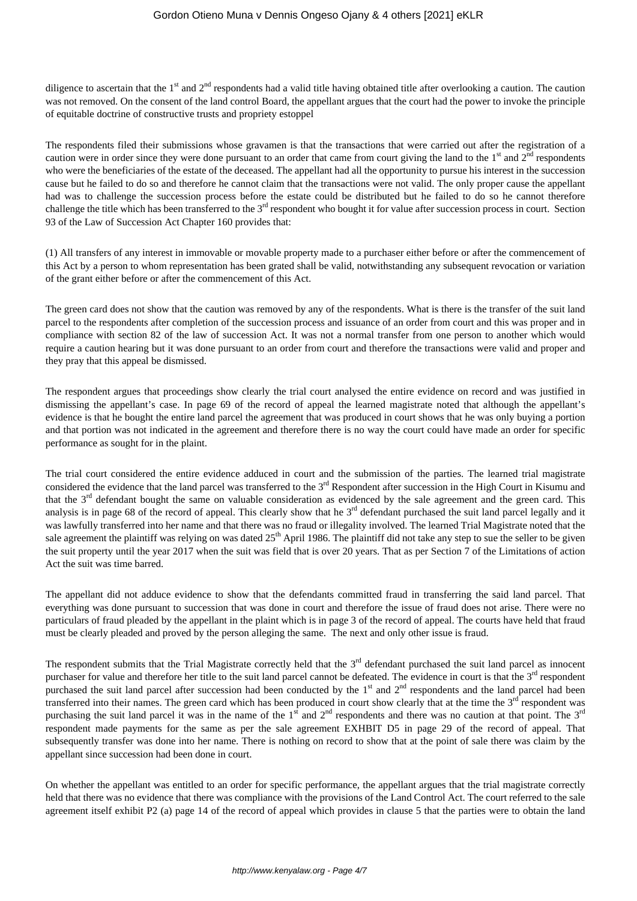diligence to ascertain that the 1st and 2nd respondents had a valid title having obtained title after overlooking a caution. The caution was not removed. On the consent of the land control Board, the appellant argues that the court had the power to invoke the principle of equitable doctrine of constructive trusts and propriety estoppel

The respondents filed their submissions whose gravamen is that the transactions that were carried out after the registration of a caution were in order since they were done pursuant to an order that came from court giving the land to the 1st and 2nd respondents who were the beneficiaries of the estate of the deceased. The appellant had all the opportunity to pursue his interest in the succession cause but he failed to do so and therefore he cannot claim that the transactions were not valid. The only proper cause the appellant had was to challenge the succession process before the estate could be distributed but he failed to do so he cannot therefore challenge the title which has been transferred to the 3rd respondent who bought it for value after succession process in court. Section 93 of the Law of Succession Act Chapter 160 provides that:

(1) All transfers of any interest in immovable or movable property made to a purchaser either before or after the commencement of this Act by a person to whom representation has been grated shall be valid, notwithstanding any subsequent revocation or variation of the grant either before or after the commencement of this Act.

The green card does not show that the caution was removed by any of the respondents. What is there is the transfer of the suit land parcel to the respondents after completion of the succession process and issuance of an order from court and this was proper and in compliance with section 82 of the law of succession Act. It was not a normal transfer from one person to another which would require a caution hearing but it was done pursuant to an order from court and therefore the transactions were valid and proper and they pray that this appeal be dismissed.

The respondent argues that proceedings show clearly the trial court analysed the entire evidence on record and was justified in dismissing the appellant's case. In page 69 of the record of appeal the learned magistrate noted that although the appellant's evidence is that he bought the entire land parcel the agreement that was produced in court shows that he was only buying a portion and that portion was not indicated in the agreement and therefore there is no way the court could have made an order for specific performance as sought for in the plaint.

The trial court considered the entire evidence adduced in court and the submission of the parties. The learned trial magistrate considered the evidence that the land parcel was transferred to the 3rd Respondent after succession in the High Court in Kisumu and that the 3rd defendant bought the same on valuable consideration as evidenced by the sale agreement and the green card. This analysis is in page 68 of the record of appeal. This clearly show that he 3rd defendant purchased the suit land parcel legally and it was lawfully transferred into her name and that there was no fraud or illegality involved. The learned Trial Magistrate noted that the sale agreement the plaintiff was relying on was dated 25th April 1986. The plaintiff did not take any step to sue the seller to be given the suit property until the year 2017 when the suit was field that is over 20 years. That as per Section 7 of the Limitations of action Act the suit was time barred.

The appellant did not adduce evidence to show that the defendants committed fraud in transferring the said land parcel. That everything was done pursuant to succession that was done in court and therefore the issue of fraud does not arise. There were no particulars of fraud pleaded by the appellant in the plaint which is in page 3 of the record of appeal. The courts have held that fraud must be clearly pleaded and proved by the person alleging the same. The next and only other issue is fraud.

The respondent submits that the Trial Magistrate correctly held that the 3rd defendant purchased the suit land parcel as innocent purchaser for value and therefore her title to the suit land parcel cannot be defeated. The evidence in court is that the 3rd respondent purchased the suit land parcel after succession had been conducted by the 1st and 2nd respondents and the land parcel had been transferred into their names. The green card which has been produced in court show clearly that at the time the 3rd respondent was purchasing the suit land parcel it was in the name of the 1st and 2nd respondents and there was no caution at that point. The 3rd respondent made payments for the same as per the sale agreement EXHBIT D5 in page 29 of the record of appeal. That subsequently transfer was done into her name. There is nothing on record to show that at the point of sale there was claim by the appellant since succession had been done in court.

On whether the appellant was entitled to an order for specific performance, the appellant argues that the trial magistrate correctly held that there was no evidence that there was compliance with the provisions of the Land Control Act. The court referred to the sale agreement itself exhibit P2 (a) page 14 of the record of appeal which provides in clause 5 that the parties were to obtain the land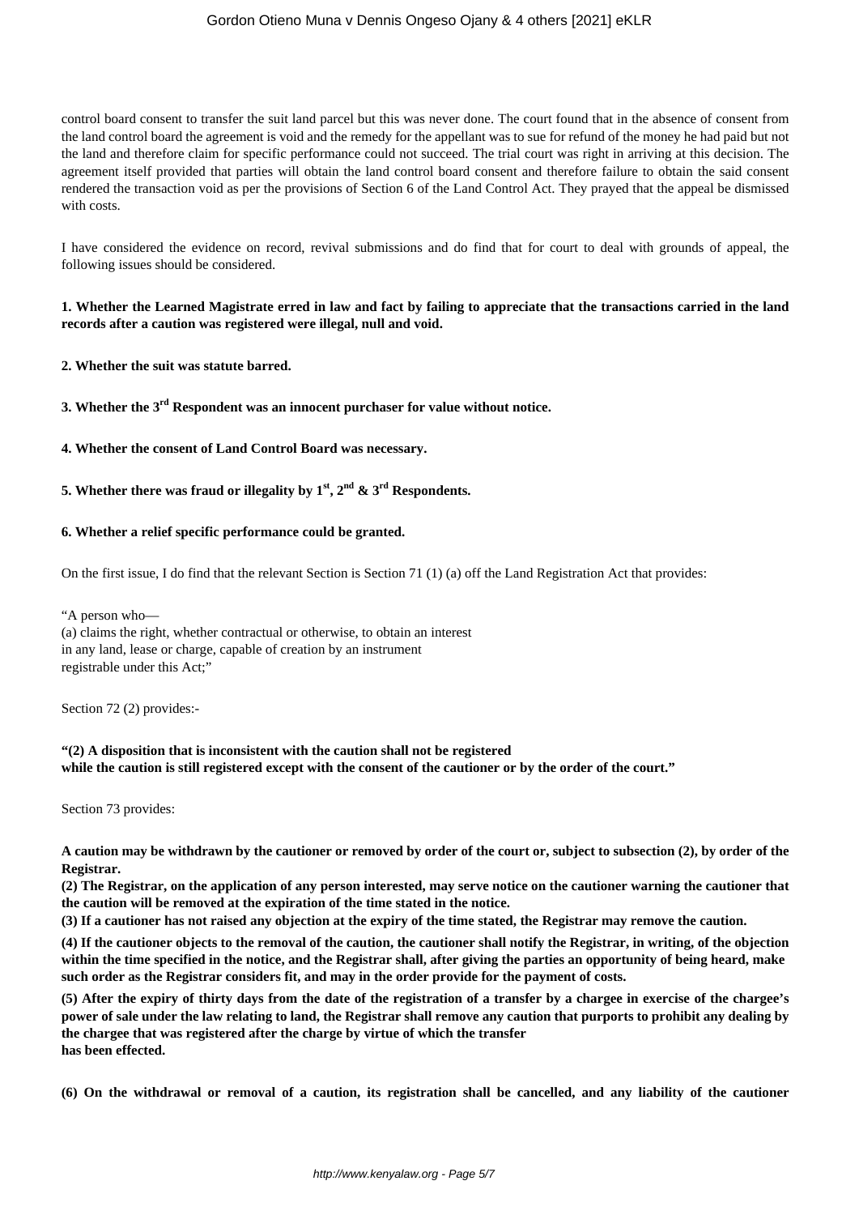control board consent to transfer the suit land parcel but this was never done. The court found that in the absence of consent from the land control board the agreement is void and the remedy for the appellant was to sue for refund of the money he had paid but not the land and therefore claim for specific performance could not succeed. The trial court was right in arriving at this decision. The agreement itself provided that parties will obtain the land control board consent and therefore failure to obtain the said consent rendered the transaction void as per the provisions of Section 6 of the Land Control Act. They prayed that the appeal be dismissed with costs.

I have considered the evidence on record, revival submissions and do find that for court to deal with grounds of appeal, the following issues should be considered.

**1. Whether the Learned Magistrate erred in law and fact by failing to appreciate that the transactions carried in the land records after a caution was registered were illegal, null and void.**

**2. Whether the suit was statute barred.**

**3. Whether the 3rd Respondent was an innocent purchaser for value without notice.**

**4. Whether the consent of Land Control Board was necessary.**

**5. Whether there was fraud or illegality by 1st, 2nd & 3rd Respondents.**

**6. Whether a relief specific performance could be granted.**

On the first issue, I do find that the relevant Section is Section 71 (1) (a) off the Land Registration Act that provides:

"A person who—
(a) claims the right, whether contractual or otherwise, to obtain an interest
in any land, lease or charge, capable of creation by an instrument
registrable under this Act;"

Section 72 (2) provides:-

**"(2) A disposition that is inconsistent with the caution shall not be registered
while the caution is still registered except with the consent of the cautioner or by the order of the court."**

Section 73 provides:

**A caution may be withdrawn by the cautioner or removed by order of the court or, subject to subsection (2), by order of the Registrar.**

**(2) The Registrar, on the application of any person interested, may serve notice on the cautioner warning the cautioner that the caution will be removed at the expiration of the time stated in the notice.**

**(3) If a cautioner has not raised any objection at the expiry of the time stated, the Registrar may remove the caution.**

**(4) If the cautioner objects to the removal of the caution, the cautioner shall notify the Registrar, in writing, of the objection within the time specified in the notice, and the Registrar shall, after giving the parties an opportunity of being heard, make such order as the Registrar considers fit, and may in the order provide for the payment of costs.**

**(5) After the expiry of thirty days from the date of the registration of a transfer by a chargee in exercise of the chargee's power of sale under the law relating to land, the Registrar shall remove any caution that purports to prohibit any dealing by the chargee that was registered after the charge by virtue of which the transfer
has been effected.**

**(6) On the withdrawal or removal of a caution, its registration shall be cancelled, and any liability of the cautioner**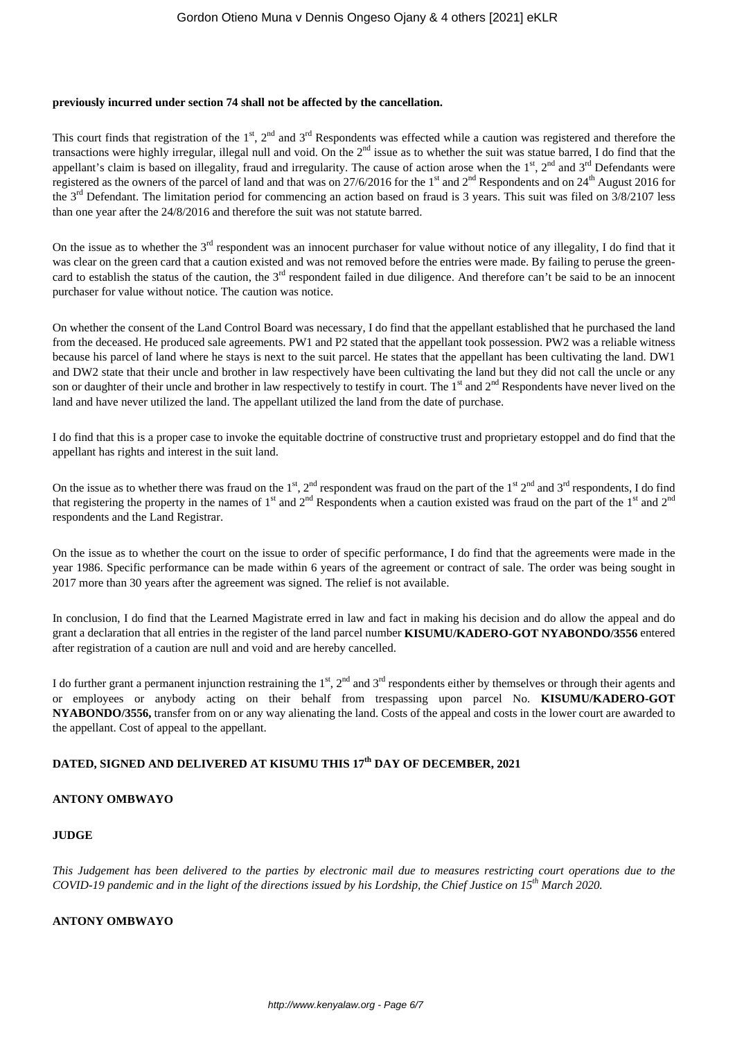**previously incurred under section 74 shall not be affected by the cancellation.**

This court finds that registration of the 1st, 2nd and 3rd Respondents was effected while a caution was registered and therefore the transactions were highly irregular, illegal null and void. On the 2nd issue as to whether the suit was statue barred, I do find that the appellant's claim is based on illegality, fraud and irregularity. The cause of action arose when the 1st, 2nd and 3rd Defendants were registered as the owners of the parcel of land and that was on 27/6/2016 for the 1st and 2nd Respondents and on 24th August 2016 for the 3rd Defendant. The limitation period for commencing an action based on fraud is 3 years. This suit was filed on 3/8/2107 less than one year after the 24/8/2016 and therefore the suit was not statute barred.

On the issue as to whether the 3rd respondent was an innocent purchaser for value without notice of any illegality, I do find that it was clear on the green card that a caution existed and was not removed before the entries were made. By failing to peruse the green-card to establish the status of the caution, the 3rd respondent failed in due diligence. And therefore can't be said to be an innocent purchaser for value without notice. The caution was notice.

On whether the consent of the Land Control Board was necessary, I do find that the appellant established that he purchased the land from the deceased. He produced sale agreements. PW1 and P2 stated that the appellant took possession. PW2 was a reliable witness because his parcel of land where he stays is next to the suit parcel. He states that the appellant has been cultivating the land. DW1 and DW2 state that their uncle and brother in law respectively have been cultivating the land but they did not call the uncle or any son or daughter of their uncle and brother in law respectively to testify in court. The 1st and 2nd Respondents have never lived on the land and have never utilized the land. The appellant utilized the land from the date of purchase.

I do find that this is a proper case to invoke the equitable doctrine of constructive trust and proprietary estoppel and do find that the appellant has rights and interest in the suit land.

On the issue as to whether there was fraud on the 1st, 2nd respondent was fraud on the part of the 1st 2nd and 3rd respondents, I do find that registering the property in the names of 1st and 2nd Respondents when a caution existed was fraud on the part of the 1st and 2nd respondents and the Land Registrar.

On the issue as to whether the court on the issue to order of specific performance, I do find that the agreements were made in the year 1986. Specific performance can be made within 6 years of the agreement or contract of sale. The order was being sought in 2017 more than 30 years after the agreement was signed. The relief is not available.

In conclusion, I do find that the Learned Magistrate erred in law and fact in making his decision and do allow the appeal and do grant a declaration that all entries in the register of the land parcel number **KISUMU/KADERO-GOT NYABONDO/3556** entered after registration of a caution are null and void and are hereby cancelled.

I do further grant a permanent injunction restraining the 1st, 2nd and 3rd respondents either by themselves or through their agents and or employees or anybody acting on their behalf from trespassing upon parcel No. **KISUMU/KADERO-GOT NYABONDO/3556,** transfer from on or any way alienating the land. Costs of the appeal and costs in the lower court are awarded to the appellant. Cost of appeal to the appellant.

**DATED, SIGNED AND DELIVERED AT KISUMU THIS 17th DAY OF DECEMBER, 2021**

**ANTONY OMBWAYO**

**JUDGE**

*This Judgement has been delivered to the parties by electronic mail due to measures restricting court operations due to the COVID-19 pandemic and in the light of the directions issued by his Lordship, the Chief Justice on 15th March 2020.*

**ANTONY OMBWAYO**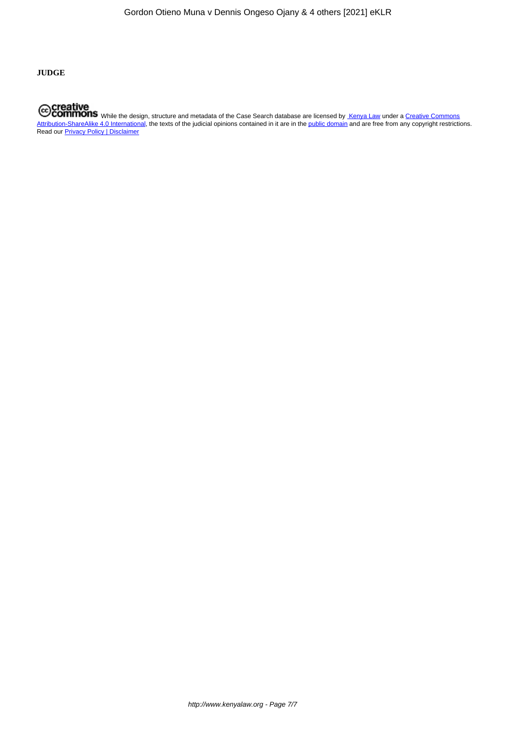**JUDGE**

creative commons While the design, structure and metadata of the Case Search database are licensed by Kenya Law under a Creative Commons Attribution-ShareAlike 4.0 International, the texts of the judicial opinions contained in it are in the public domain and are free from any copyright restrictions.
Read our Privacy Policy | Disclaimer